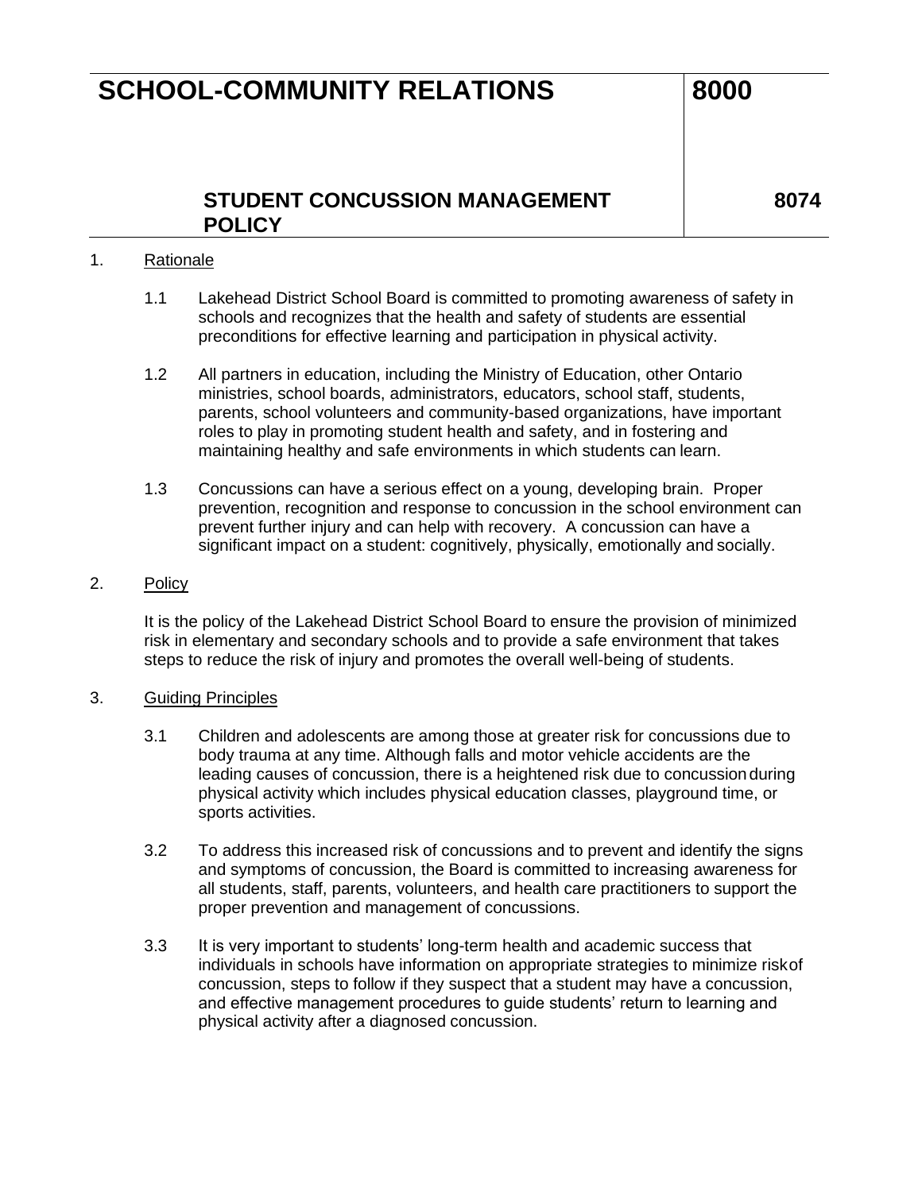# SCHOOL-COMMUNITY RELATIONS — 8000

## STUDENT CONCUSSION MANAGEMENT POLICY — 8074

1. Rationale

    1.1 Lakehead District School Board is committed to promoting awareness of safety in schools and recognizes that the health and safety of students are essential preconditions for effective learning and participation in physical activity.

    1.2 All partners in education, including the Ministry of Education, other Ontario ministries, school boards, administrators, educators, school staff, students, parents, school volunteers and community-based organizations, have important roles to play in promoting student health and safety, and in fostering and maintaining healthy and safe environments in which students can learn.

    1.3 Concussions can have a serious effect on a young, developing brain. Proper prevention, recognition and response to concussion in the school environment can prevent further injury and can help with recovery. A concussion can have a significant impact on a student: cognitively, physically, emotionally and socially.

2. Policy

    It is the policy of the Lakehead District School Board to ensure the provision of minimized risk in elementary and secondary schools and to provide a safe environment that takes steps to reduce the risk of injury and promotes the overall well-being of students.

3. Guiding Principles

    3.1 Children and adolescents are among those at greater risk for concussions due to body trauma at any time. Although falls and motor vehicle accidents are the leading causes of concussion, there is a heightened risk due to concussion during physical activity which includes physical education classes, playground time, or sports activities.

    3.2 To address this increased risk of concussions and to prevent and identify the signs and symptoms of concussion, the Board is committed to increasing awareness for all students, staff, parents, volunteers, and health care practitioners to support the proper prevention and management of concussions.

    3.3 It is very important to students' long-term health and academic success that individuals in schools have information on appropriate strategies to minimize risk of concussion, steps to follow if they suspect that a student may have a concussion, and effective management procedures to guide students' return to learning and physical activity after a diagnosed concussion.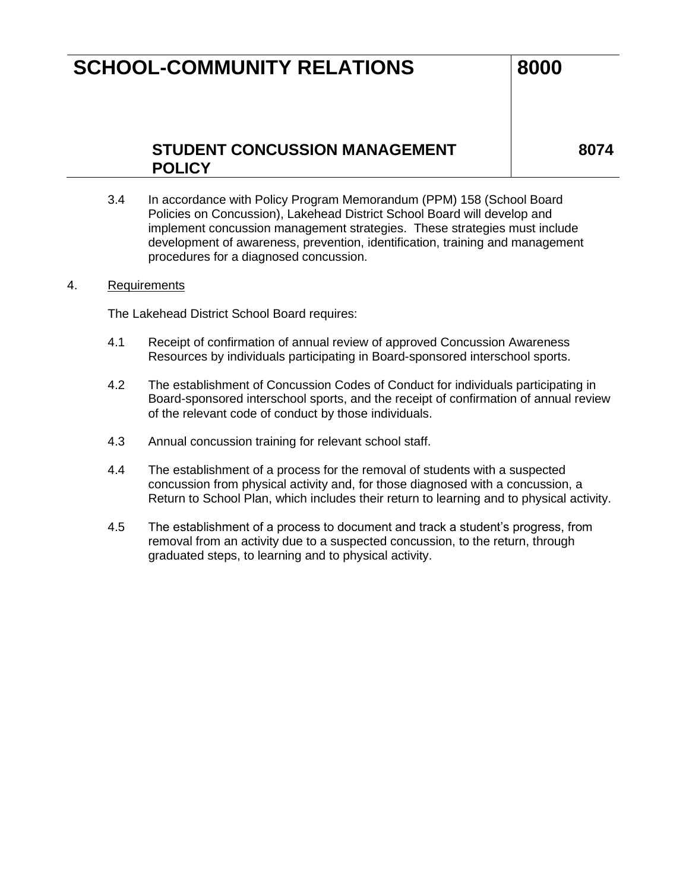3.4 In accordance with Policy Program Memorandum (PPM) 158 (School Board Policies on Concussion), Lakehead District School Board will develop and implement concussion management strategies. These strategies must include development of awareness, prevention, identification, training and management procedures for a diagnosed concussion.

4. Requirements

The Lakehead District School Board requires:

4.1 Receipt of confirmation of annual review of approved Concussion Awareness Resources by individuals participating in Board-sponsored interschool sports.

4.2 The establishment of Concussion Codes of Conduct for individuals participating in Board-sponsored interschool sports, and the receipt of confirmation of annual review of the relevant code of conduct by those individuals.

4.3 Annual concussion training for relevant school staff.

4.4 The establishment of a process for the removal of students with a suspected concussion from physical activity and, for those diagnosed with a concussion, a Return to School Plan, which includes their return to learning and to physical activity.

4.5 The establishment of a process to document and track a student's progress, from removal from an activity due to a suspected concussion, to the return, through graduated steps, to learning and to physical activity.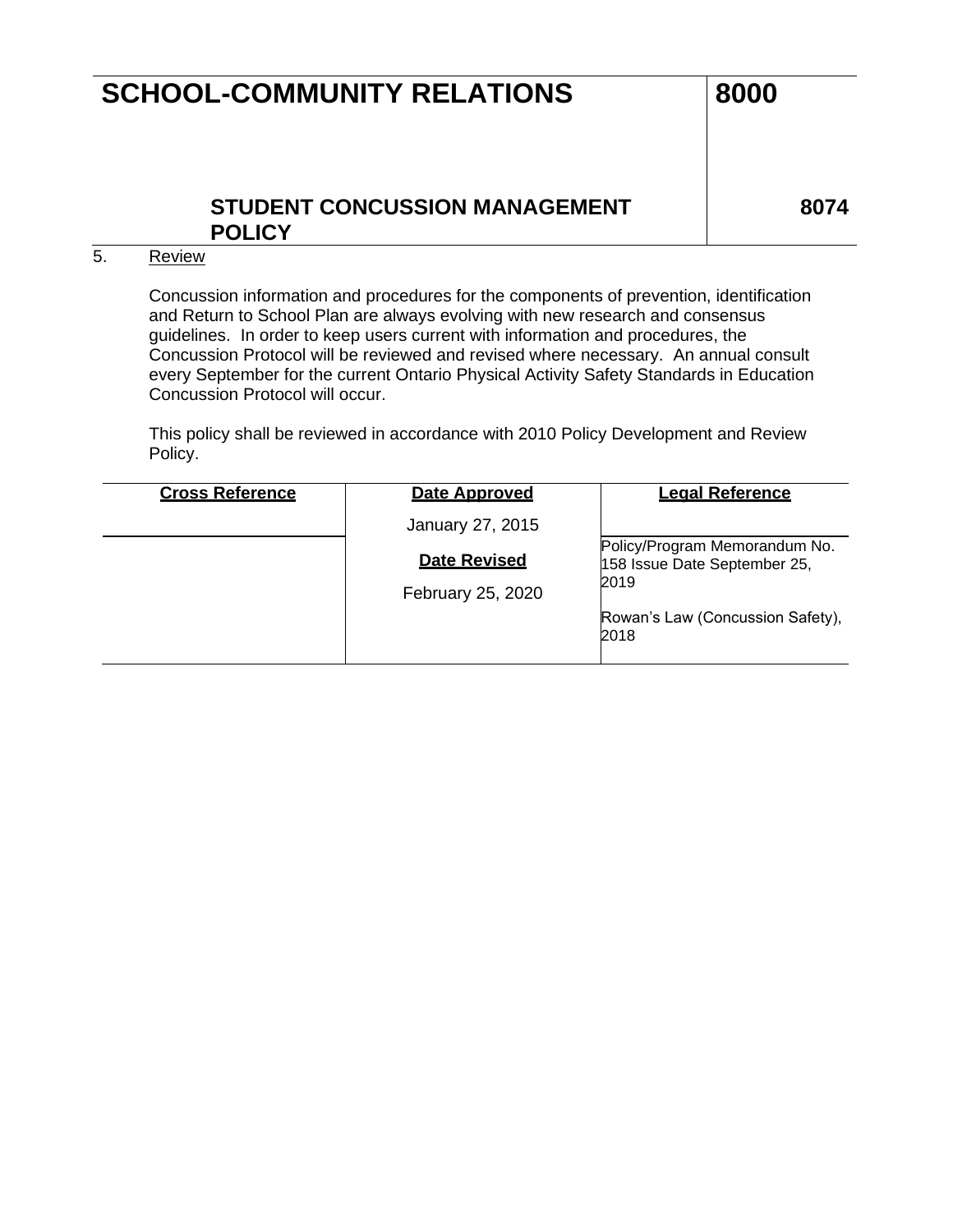5. Review

Concussion information and procedures for the components of prevention, identification and Return to School Plan are always evolving with new research and consensus guidelines. In order to keep users current with information and procedures, the Concussion Protocol will be reviewed and revised where necessary. An annual consult every September for the current Ontario Physical Activity Safety Standards in Education Concussion Protocol will occur.

This policy shall be reviewed in accordance with 2010 Policy Development and Review Policy.

| Cross Reference | Date Approved | Legal Reference |
|---|---|---|
| | January 27, 2015 | |
| | **Date Revised** | Policy/Program Memorandum No. 158 Issue Date September 25, 2019 |
| | February 25, 2020 | Rowan's Law (Concussion Safety), 2018 |